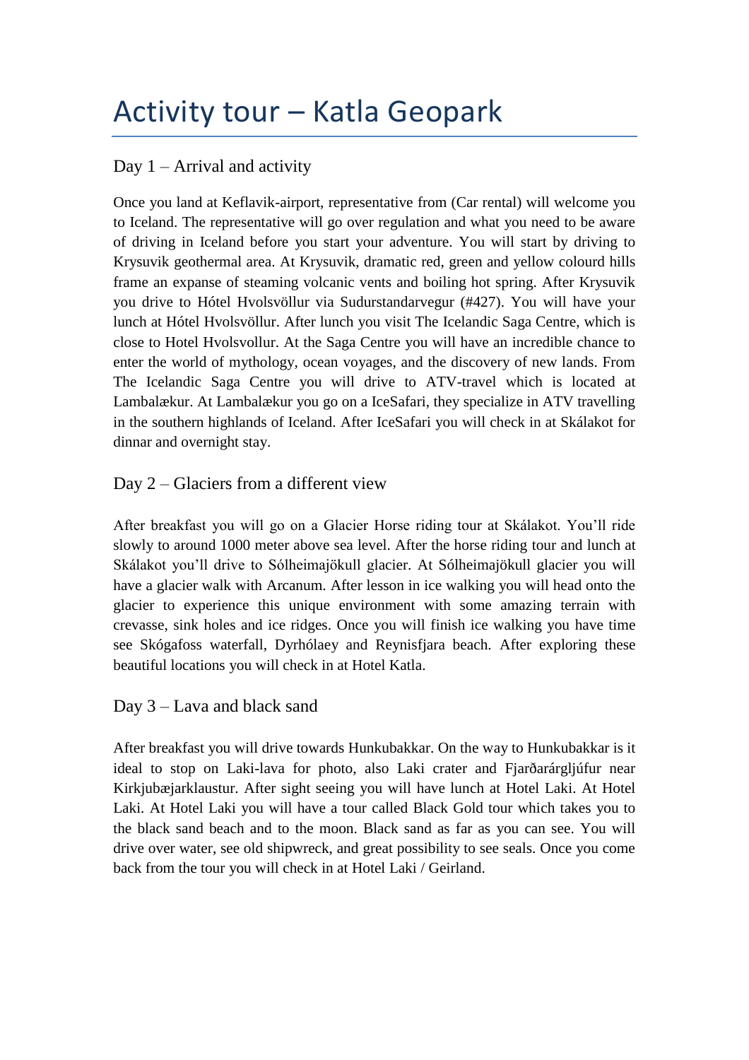# Activity tour – Katla Geopark

## Day 1 – Arrival and activity

Once you land at Keflavik-airport, representative from (Car rental) will welcome you to Iceland. The representative will go over regulation and what you need to be aware of driving in Iceland before you start your adventure. You will start by driving to Krysuvik geothermal area. At Krysuvik, dramatic red, green and yellow colourd hills frame an expanse of steaming volcanic vents and boiling hot spring. After Krysuvik you drive to Hótel Hvolsvöllur via Sudurstandarvegur (#427). You will have your lunch at Hótel Hvolsvöllur. After lunch you visit The Icelandic Saga Centre, which is close to Hotel Hvolsvollur. At the Saga Centre you will have an incredible chance to enter the world of mythology, ocean voyages, and the discovery of new lands. From The Icelandic Saga Centre you will drive to ATV-travel which is located at Lambalækur. At Lambalækur you go on a IceSafari, they specialize in ATV travelling in the southern highlands of Iceland. After IceSafari you will check in at Skálakot for dinnar and overnight stay.

## Day 2 – Glaciers from a different view

After breakfast you will go on a Glacier Horse riding tour at Skálakot. You'll ride slowly to around 1000 meter above sea level. After the horse riding tour and lunch at Skálakot you'll drive to Sólheimajökull glacier. At Sólheimajökull glacier you will have a glacier walk with Arcanum. After lesson in ice walking you will head onto the glacier to experience this unique environment with some amazing terrain with crevasse, sink holes and ice ridges. Once you will finish ice walking you have time see Skógafoss waterfall, Dyrhólaey and Reynisfjara beach. After exploring these beautiful locations you will check in at Hotel Katla.

## Day 3 – Lava and black sand

After breakfast you will drive towards Hunkubakkar. On the way to Hunkubakkar is it ideal to stop on Laki-lava for photo, also Laki crater and Fjarðarárgljúfur near Kirkjubæjarklaustur. After sight seeing you will have lunch at Hotel Laki. At Hotel Laki. At Hotel Laki you will have a tour called Black Gold tour which takes you to the black sand beach and to the moon. Black sand as far as you can see. You will drive over water, see old shipwreck, and great possibility to see seals. Once you come back from the tour you will check in at Hotel Laki / Geirland.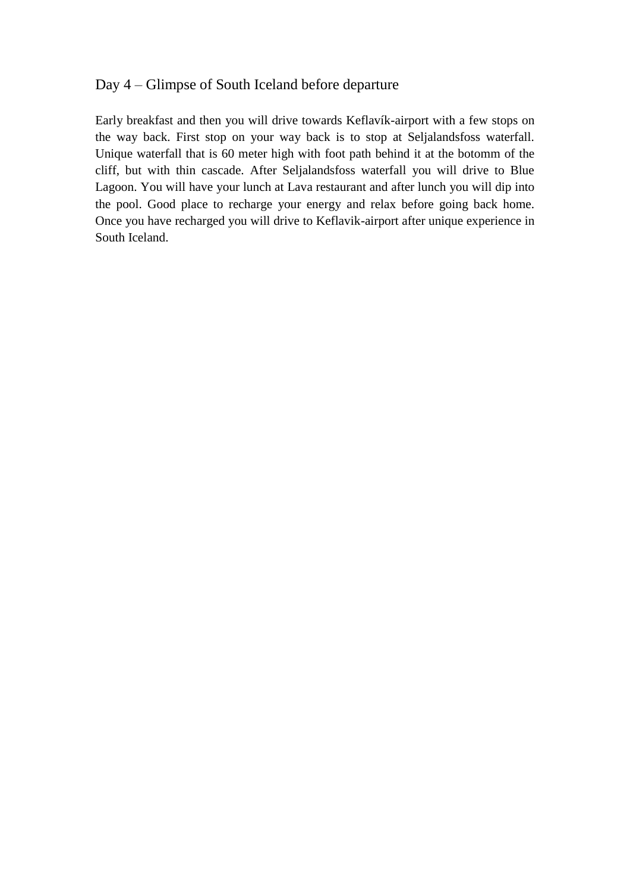## Day 4 – Glimpse of South Iceland before departure

Early breakfast and then you will drive towards Keflavík-airport with a few stops on the way back. First stop on your way back is to stop at Seljalandsfoss waterfall. Unique waterfall that is 60 meter high with foot path behind it at the botomm of the cliff, but with thin cascade. After Seljalandsfoss waterfall you will drive to Blue Lagoon. You will have your lunch at Lava restaurant and after lunch you will dip into the pool. Good place to recharge your energy and relax before going back home. Once you have recharged you will drive to Keflavik-airport after unique experience in South Iceland.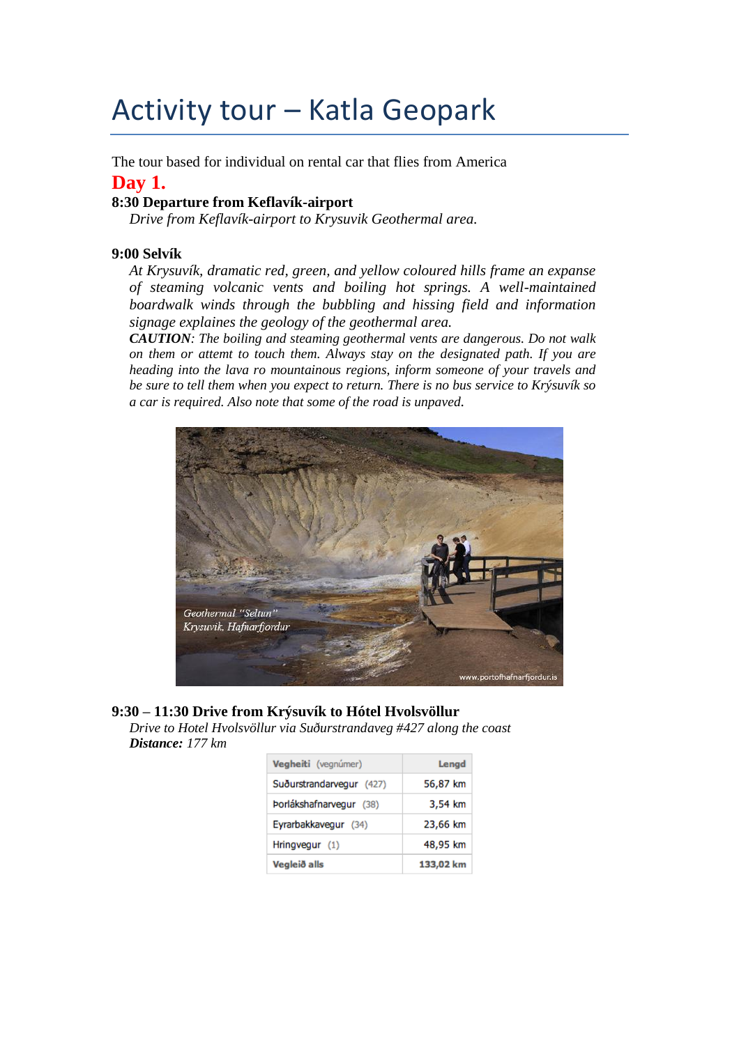# Activity tour – Katla Geopark

The tour based for individual on rental car that flies from America

## Day 1.

**8:30 Departure from Keflavík-airport**

*Drive from Keflavík-airport to Krysuvik Geothermal area.*

**9:00 Selvík**

*At Krysuvík, dramatic red, green, and yellow coloured hills frame an expanse of steaming volcanic vents and boiling hot springs. A well-maintained boardwalk winds through the bubbling and hissing field and information signage explaines the geology of the geothermal area.*

***CAUTION**: The boiling and steaming geothermal vents are dangerous. Do not walk on them or attemt to touch them. Always stay on the designated path. If you are heading into the lava ro mountainous regions, inform someone of your travels and be sure to tell them when you expect to return. There is no bus service to Krýsuvík so a car is required. Also note that some of the road is unpaved.*

Geothermal "Seltun" Krysuvik, Hafnarfjordur

www.portofhafnarfjordur.is

**9:30 – 11:30 Drive from Krýsuvík to Hótel Hvolsvöllur**

*Drive to Hotel Hvolsvöllur via Suðurstrandaveg #427 along the coast*

***Distance:** 177 km*

| Vegheiti (vegnúmer) | Lengd |
|---|---|
| Suðurstrandarvegur (427) | 56,87 km |
| Þorlákshafnarvegur (38) | 3,54 km |
| Eyrarbakkavegur (34) | 23,66 km |
| Hringvegur (1) | 48,95 km |
| Vegleið alls | 133,02 km |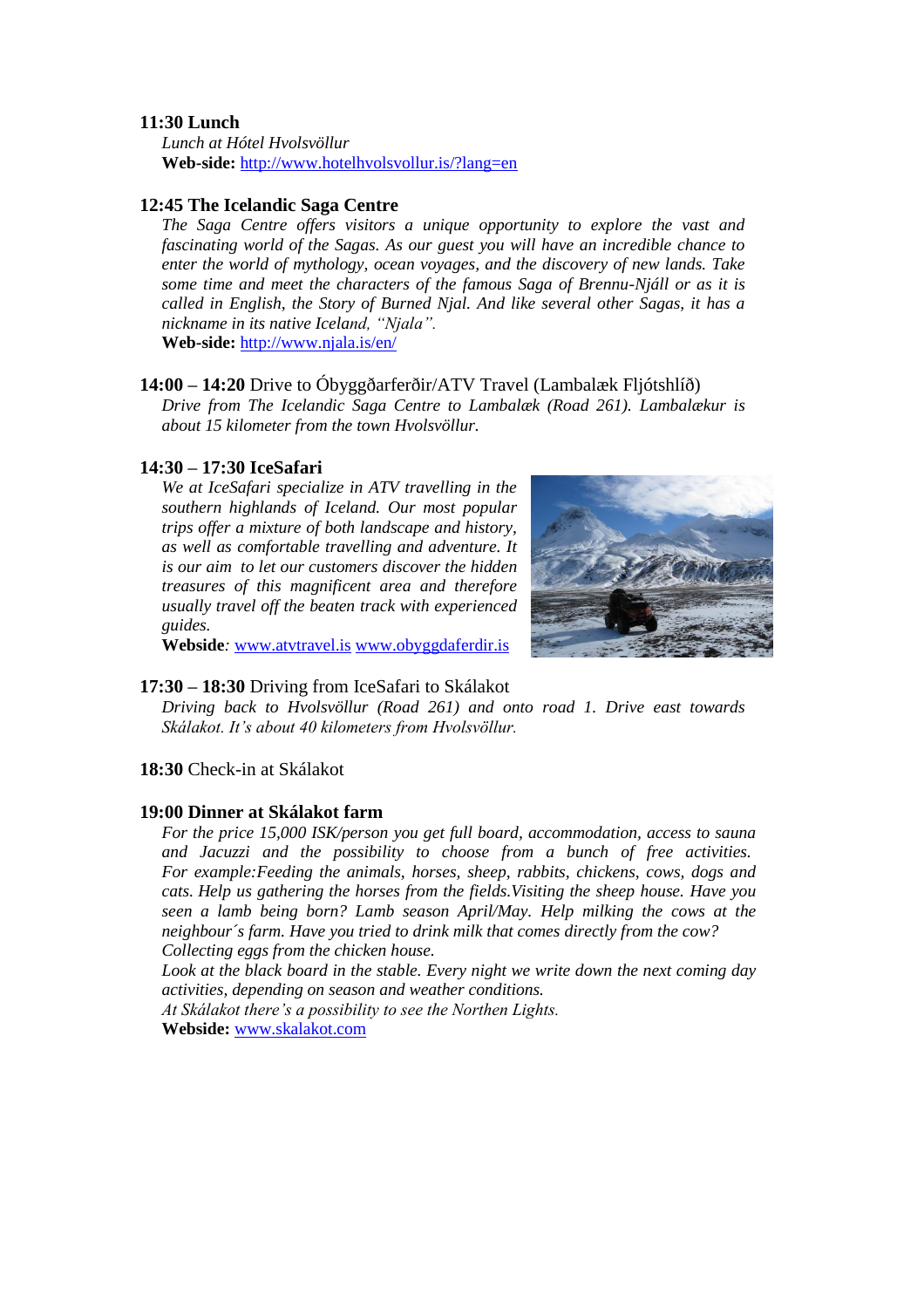**11:30 Lunch**

*Lunch at Hótel Hvolsvöllur*

**Web-side:** http://www.hotelhvolsvollur.is/?lang=en

**12:45 The Icelandic Saga Centre**

*The Saga Centre offers visitors a unique opportunity to explore the vast and fascinating world of the Sagas. As our guest you will have an incredible chance to enter the world of mythology, ocean voyages, and the discovery of new lands. Take some time and meet the characters of the famous Saga of Brennu-Njáll or as it is called in English, the Story of Burned Njal. And like several other Sagas, it has a nickname in its native Iceland, "Njala".*

**Web-side:** http://www.njala.is/en/

**14:00 – 14:20** Drive to Óbyggðarferðir/ATV Travel (Lambalæk Fljótshlíð)

*Drive from The Icelandic Saga Centre to Lambalæk (Road 261). Lambalækur is about 15 kilometer from the town Hvolsvöllur.*

**14:30 – 17:30 IceSafari**

*We at IceSafari specialize in ATV travelling in the southern highlands of Iceland. Our most popular trips offer a mixture of both landscape and history, as well as comfortable travelling and adventure. It is our aim to let our customers discover the hidden treasures of this magnificent area and therefore usually travel off the beaten track with experienced guides.*

**Webside***:* www.atvtravel.is www.obyggdaferdir.is

**17:30 – 18:30** Driving from IceSafari to Skálakot

*Driving back to Hvolsvöllur (Road 261) and onto road 1. Drive east towards Skálakot. It's about 40 kilometers from Hvolsvöllur.*

**18:30** Check-in at Skálakot

**19:00 Dinner at Skálakot farm**

*For the price 15,000 ISK/person you get full board, accommodation, access to sauna and Jacuzzi and the possibility to choose from a bunch of free activities. For example:Feeding the animals, horses, sheep, rabbits, chickens, cows, dogs and cats. Help us gathering the horses from the fields.Visiting the sheep house. Have you seen a lamb being born? Lamb season April/May. Help milking the cows at the neighbour´s farm. Have you tried to drink milk that comes directly from the cow? Collecting eggs from the chicken house.*

*Look at the black board in the stable. Every night we write down the next coming day activities, depending on season and weather conditions.*

*At Skálakot there's a possibility to see the Northen Lights.*

**Webside:** www.skalakot.com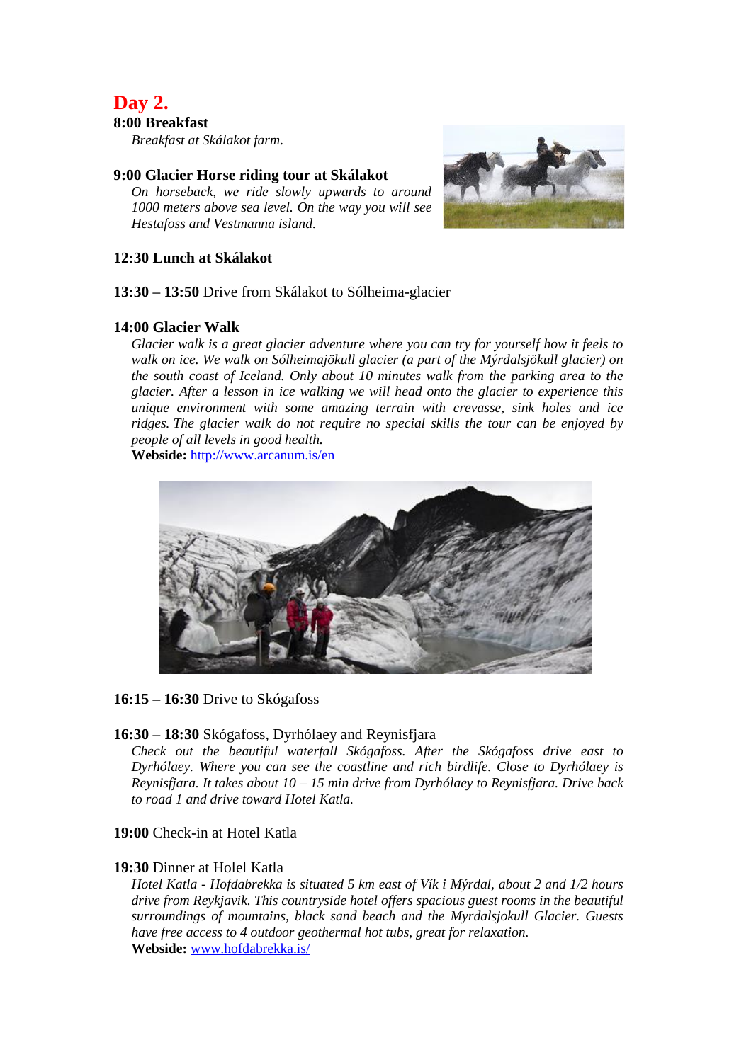## Day 2.

**8:00 Breakfast**

*Breakfast at Skálakot farm.*

**9:00 Glacier Horse riding tour at Skálakot**

*On horseback, we ride slowly upwards to around 1000 meters above sea level. On the way you will see Hestafoss and Vestmanna island.*

**12:30 Lunch at Skálakot**

**13:30 – 13:50** Drive from Skálakot to Sólheima-glacier

**14:00 Glacier Walk**

*Glacier walk is a great glacier adventure where you can try for yourself how it feels to walk on ice. We walk on Sólheimajökull glacier (a part of the Mýrdalsjökull glacier) on the south coast of Iceland. Only about 10 minutes walk from the parking area to the glacier. After a lesson in ice walking we will head onto the glacier to experience this unique environment with some amazing terrain with crevasse, sink holes and ice ridges. The glacier walk do not require no special skills the tour can be enjoyed by people of all levels in good health.*

**Webside:** [http://www.arcanum.is/en](http://www.arcanum.is/en)

**16:15 – 16:30** Drive to Skógafoss

**16:30 – 18:30** Skógafoss, Dyrhólaey and Reynisfjara

*Check out the beautiful waterfall Skógafoss. After the Skógafoss drive east to Dyrhólaey. Where you can see the coastline and rich birdlife. Close to Dyrhólaey is Reynisfjara. It takes about 10 – 15 min drive from Dyrhólaey to Reynisfjara. Drive back to road 1 and drive toward Hotel Katla.*

**19:00** Check-in at Hotel Katla

**19:30** Dinner at Holel Katla

*Hotel Katla - Hofdabrekka is situated 5 km east of Vík i Mýrdal, about 2 and 1/2 hours drive from Reykjavik. This countryside hotel offers spacious guest rooms in the beautiful surroundings of mountains, black sand beach and the Myrdalsjokull Glacier. Guests have free access to 4 outdoor geothermal hot tubs, great for relaxation.*

**Webside:** [www.hofdabrekka.is/](www.hofdabrekka.is/)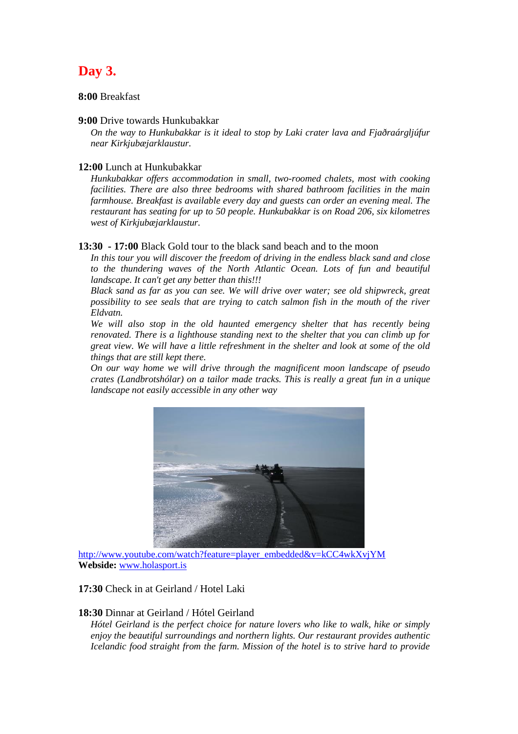## Day 3.

**8:00** Breakfast

**9:00** Drive towards Hunkubakkar

*On the way to Hunkubakkar is it ideal to stop by Laki crater lava and Fjaðraárgljúfur near Kirkjubæjarklaustur.*

**12:00** Lunch at Hunkubakkar

*Hunkubakkar offers accommodation in small, two-roomed chalets, most with cooking facilities. There are also three bedrooms with shared bathroom facilities in the main farmhouse. Breakfast is available every day and guests can order an evening meal. The restaurant has seating for up to 50 people. Hunkubakkar is on Road 206, six kilometres west of Kirkjubæjarklaustur.*

**13:30 - 17:00** Black Gold tour to the black sand beach and to the moon

*In this tour you will discover the freedom of driving in the endless black sand and close to the thundering waves of the North Atlantic Ocean. Lots of fun and beautiful landscape. It can't get any better than this!!!*

*Black sand as far as you can see. We will drive over water; see old shipwreck, great possibility to see seals that are trying to catch salmon fish in the mouth of the river Eldvatn.*

*We will also stop in the old haunted emergency shelter that has recently being renovated. There is a lighthouse standing next to the shelter that you can climb up for great view. We will have a little refreshment in the shelter and look at some of the old things that are still kept there.*

*On our way home we will drive through the magnificent moon landscape of pseudo crates (Landbrotshólar) on a tailor made tracks. This is really a great fun in a unique landscape not easily accessible in any other way*

http://www.youtube.com/watch?feature=player_embedded&v=kCC4wkXvjYM
**Webside:** www.holasport.is

**17:30** Check in at Geirland / Hotel Laki

**18:30** Dinnar at Geirland / Hótel Geirland

*Hótel Geirland is the perfect choice for nature lovers who like to walk, hike or simply enjoy the beautiful surroundings and northern lights. Our restaurant provides authentic Icelandic food straight from the farm. Mission of the hotel is to strive hard to provide*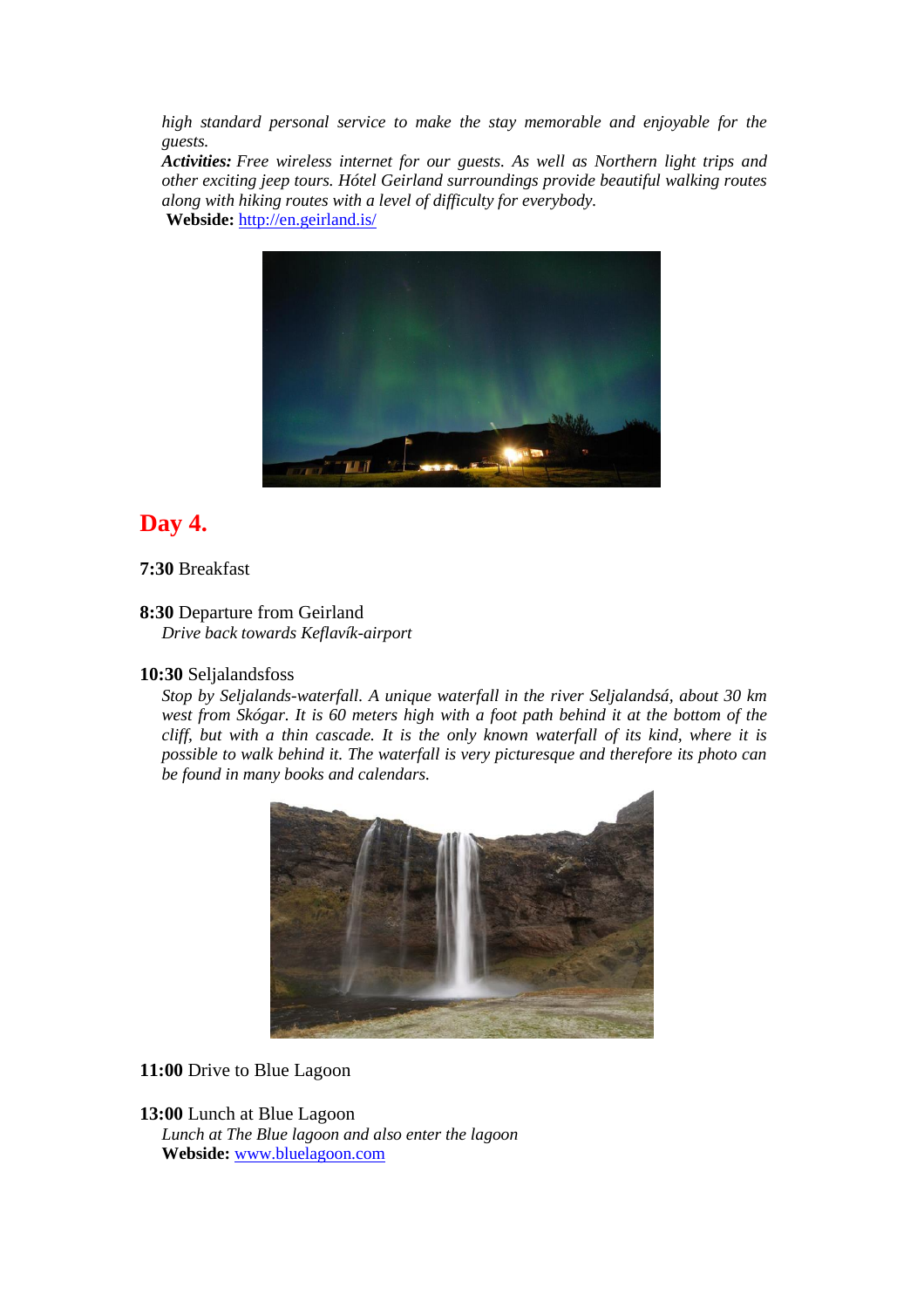*high standard personal service to make the stay memorable and enjoyable for the guests.*

***Activities:*** *Free wireless internet for our guests. As well as Northern light trips and other exciting jeep tours. Hótel Geirland surroundings provide beautiful walking routes along with hiking routes with a level of difficulty for everybody.*

**Webside:** [http://en.geirland.is/](http://en.geirland.is/)

## Day 4.

**7:30** Breakfast

**8:30** Departure from Geirland
*Drive back towards Keflavík-airport*

**10:30** Seljalandsfoss
*Stop by Seljalands-waterfall. A unique waterfall in the river Seljalandsá, about 30 km west from Skógar. It is 60 meters high with a foot path behind it at the bottom of the cliff, but with a thin cascade. It is the only known waterfall of its kind, where it is possible to walk behind it. The waterfall is very picturesque and therefore its photo can be found in many books and calendars.*

**11:00** Drive to Blue Lagoon

**13:00** Lunch at Blue Lagoon
*Lunch at The Blue lagoon and also enter the lagoon*
**Webside:** [www.bluelagoon.com](www.bluelagoon.com)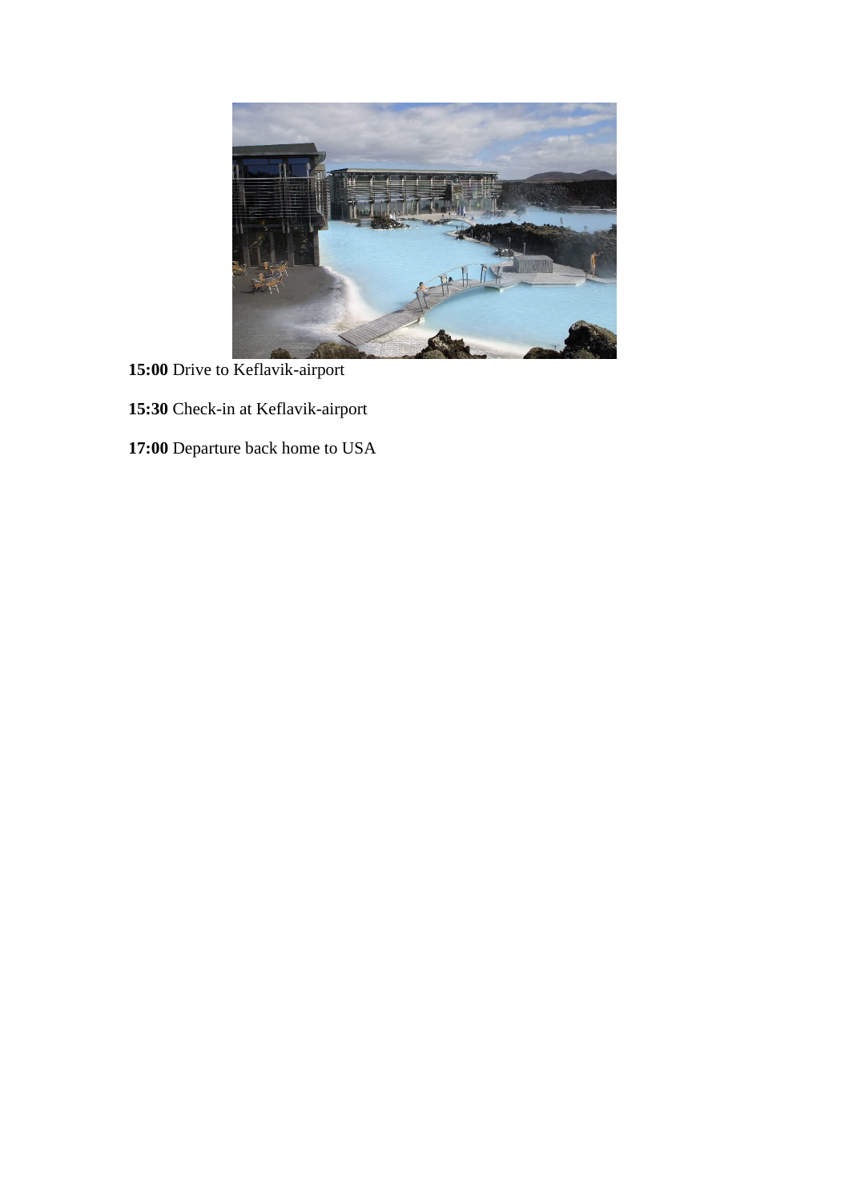**15:00** Drive to Keflavik-airport

**15:30** Check-in at Keflavik-airport

**17:00** Departure back home to USA